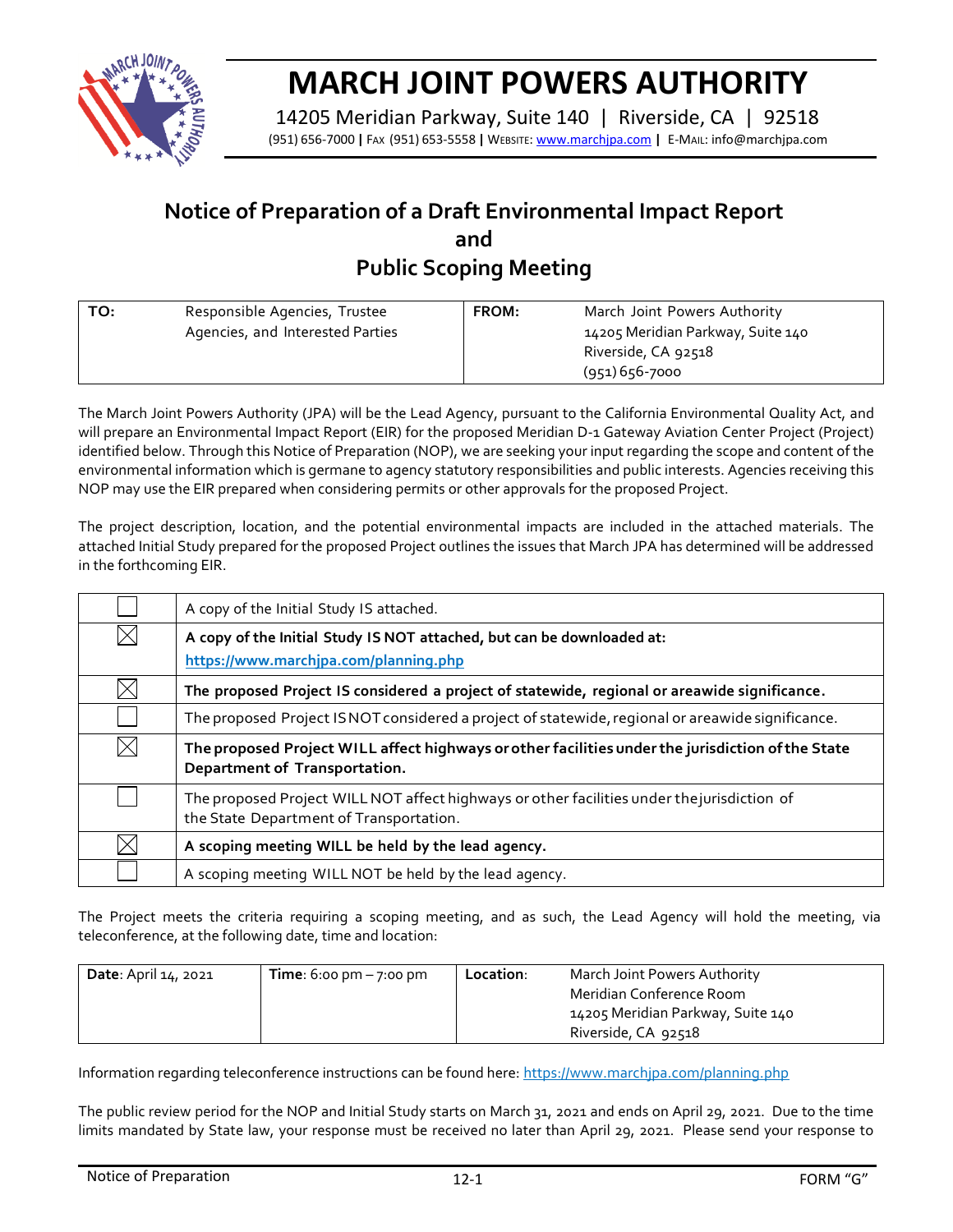# MARCH JOINT POWERS AUTHORITY

14205 Meridian Parkway, Suite 140 | Riverside, CA | 92518

(951) 656-7000 | FAX (951) 653-5558 | WEBSITE: www.marchjpa.com | E-MAIL: info@marchjpa.com

## Notice of Preparation of a Draft Environmental Impact Report and Public Scoping Meeting

| TO: | Responsible Agencies, Trustee Agencies, and Interested Parties | FROM: | March Joint Powers Authority<br>14205 Meridian Parkway, Suite 140<br>Riverside, CA 92518<br>(951) 656-7000 |
|---|---|---|---|

The March Joint Powers Authority (JPA) will be the Lead Agency, pursuant to the California Environmental Quality Act, and will prepare an Environmental Impact Report (EIR) for the proposed Meridian D-1 Gateway Aviation Center Project (Project) identified below. Through this Notice of Preparation (NOP), we are seeking your input regarding the scope and content of the environmental information which is germane to agency statutory responsibilities and public interests. Agencies receiving this NOP may use the EIR prepared when considering permits or other approvals for the proposed Project.

The project description, location, and the potential environmental impacts are included in the attached materials. The attached Initial Study prepared for the proposed Project outlines the issues that March JPA has determined will be addressed in the forthcoming EIR.

| | |
|---|---|
| ☐ | A copy of the Initial Study IS attached. |
| ☒ | **A copy of the Initial Study IS NOT attached, but can be downloaded at: https://www.marchjpa.com/planning.php** |
| ☒ | **The proposed Project IS considered a project of statewide, regional or areawide significance.** |
| ☐ | The proposed Project IS NOT considered a project of statewide, regional or areawide significance. |
| ☒ | **The proposed Project WILL affect highways or other facilities under the jurisdiction of the State Department of Transportation.** |
| ☐ | The proposed Project WILL NOT affect highways or other facilities under the jurisdiction of the State Department of Transportation. |
| ☒ | **A scoping meeting WILL be held by the lead agency.** |
| ☐ | A scoping meeting WILL NOT be held by the lead agency. |

The Project meets the criteria requiring a scoping meeting, and as such, the Lead Agency will hold the meeting, via teleconference, at the following date, time and location:

| **Date**: April 14, 2021 | **Time**: 6:00 pm – 7:00 pm | **Location**: | March Joint Powers Authority<br>Meridian Conference Room<br>14205 Meridian Parkway, Suite 140<br>Riverside, CA 92518 |
|---|---|---|---|

Information regarding teleconference instructions can be found here: https://www.marchjpa.com/planning.php

The public review period for the NOP and Initial Study starts on March 31, 2021 and ends on April 29, 2021. Due to the time limits mandated by State law, your response must be received no later than April 29, 2021. Please send your response to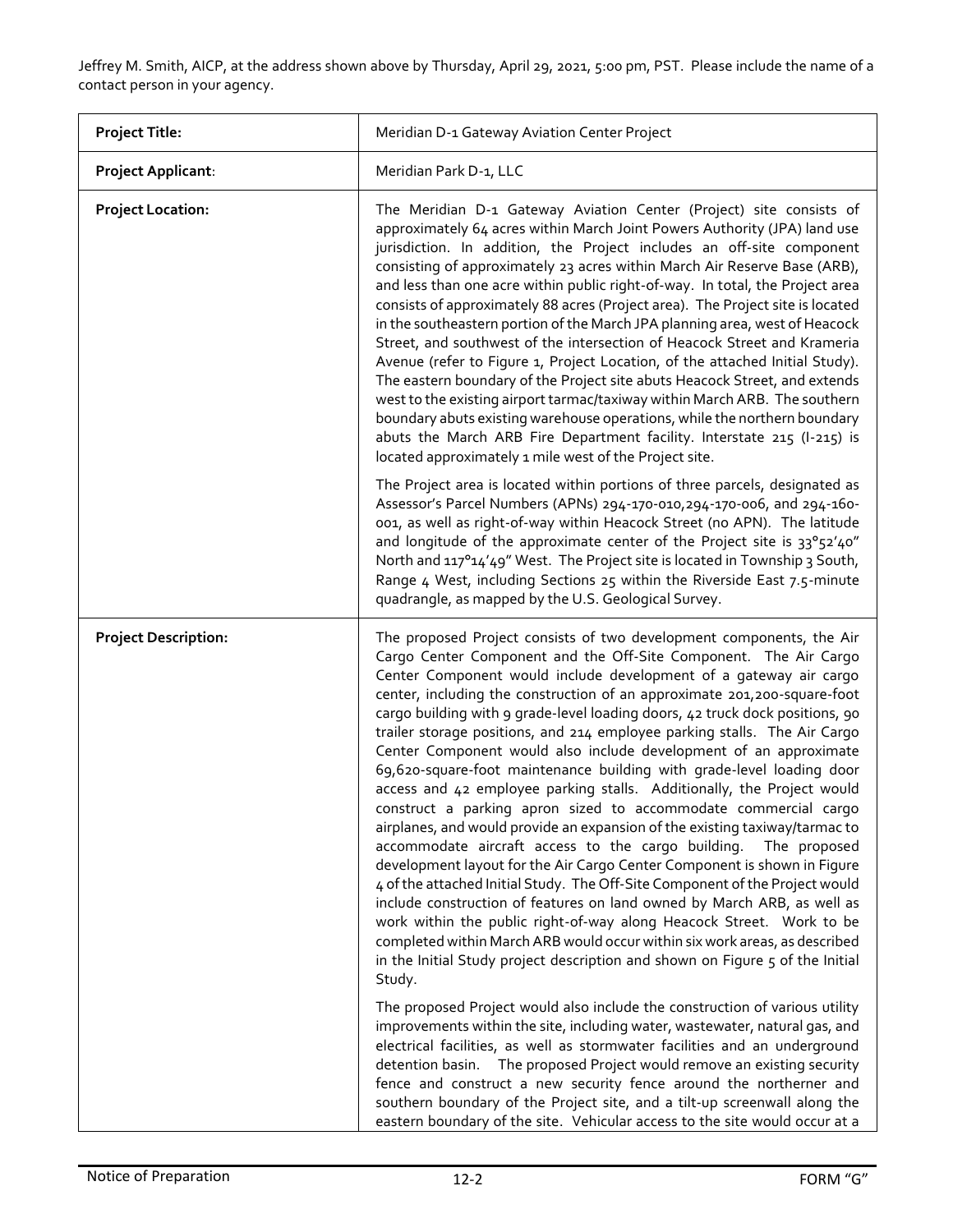Jeffrey M. Smith, AICP, at the address shown above by Thursday, April 29, 2021, 5:00 pm, PST. Please include the name of a contact person in your agency.

| **Project Title:** | Meridian D-1 Gateway Aviation Center Project |
|---|---|
| **Project Applicant**: | Meridian Park D-1, LLC |
| **Project Location:** | The Meridian D-1 Gateway Aviation Center (Project) site consists of approximately 64 acres within March Joint Powers Authority (JPA) land use jurisdiction. In addition, the Project includes an off-site component consisting of approximately 23 acres within March Air Reserve Base (ARB), and less than one acre within public right-of-way. In total, the Project area consists of approximately 88 acres (Project area). The Project site is located in the southeastern portion of the March JPA planning area, west of Heacock Street, and southwest of the intersection of Heacock Street and Krameria Avenue (refer to Figure 1, Project Location, of the attached Initial Study). The eastern boundary of the Project site abuts Heacock Street, and extends west to the existing airport tarmac/taxiway within March ARB. The southern boundary abuts existing warehouse operations, while the northern boundary abuts the March ARB Fire Department facility. Interstate 215 (I-215) is located approximately 1 mile west of the Project site.<br><br>The Project area is located within portions of three parcels, designated as Assessor's Parcel Numbers (APNs) 294-170-010,294-170-006, and 294-160-001, as well as right-of-way within Heacock Street (no APN). The latitude and longitude of the approximate center of the Project site is 33°52'40" North and 117°14'49" West. The Project site is located in Township 3 South, Range 4 West, including Sections 25 within the Riverside East 7.5-minute quadrangle, as mapped by the U.S. Geological Survey. |
| **Project Description:** | The proposed Project consists of two development components, the Air Cargo Center Component and the Off-Site Component. The Air Cargo Center Component would include development of a gateway air cargo center, including the construction of an approximate 201,200-square-foot cargo building with 9 grade-level loading doors, 42 truck dock positions, 90 trailer storage positions, and 214 employee parking stalls. The Air Cargo Center Component would also include development of an approximate 69,620-square-foot maintenance building with grade-level loading door access and 42 employee parking stalls. Additionally, the Project would construct a parking apron sized to accommodate commercial cargo airplanes, and would provide an expansion of the existing taxiway/tarmac to accommodate aircraft access to the cargo building. The proposed development layout for the Air Cargo Center Component is shown in Figure 4 of the attached Initial Study. The Off-Site Component of the Project would include construction of features on land owned by March ARB, as well as work within the public right-of-way along Heacock Street. Work to be completed within March ARB would occur within six work areas, as described in the Initial Study project description and shown on Figure 5 of the Initial Study.<br><br>The proposed Project would also include the construction of various utility improvements within the site, including water, wastewater, natural gas, and electrical facilities, as well as stormwater facilities and an underground detention basin. The proposed Project would remove an existing security fence and construct a new security fence around the northerner and southern boundary of the Project site, and a tilt-up screenwall along the eastern boundary of the site. Vehicular access to the site would occur at a |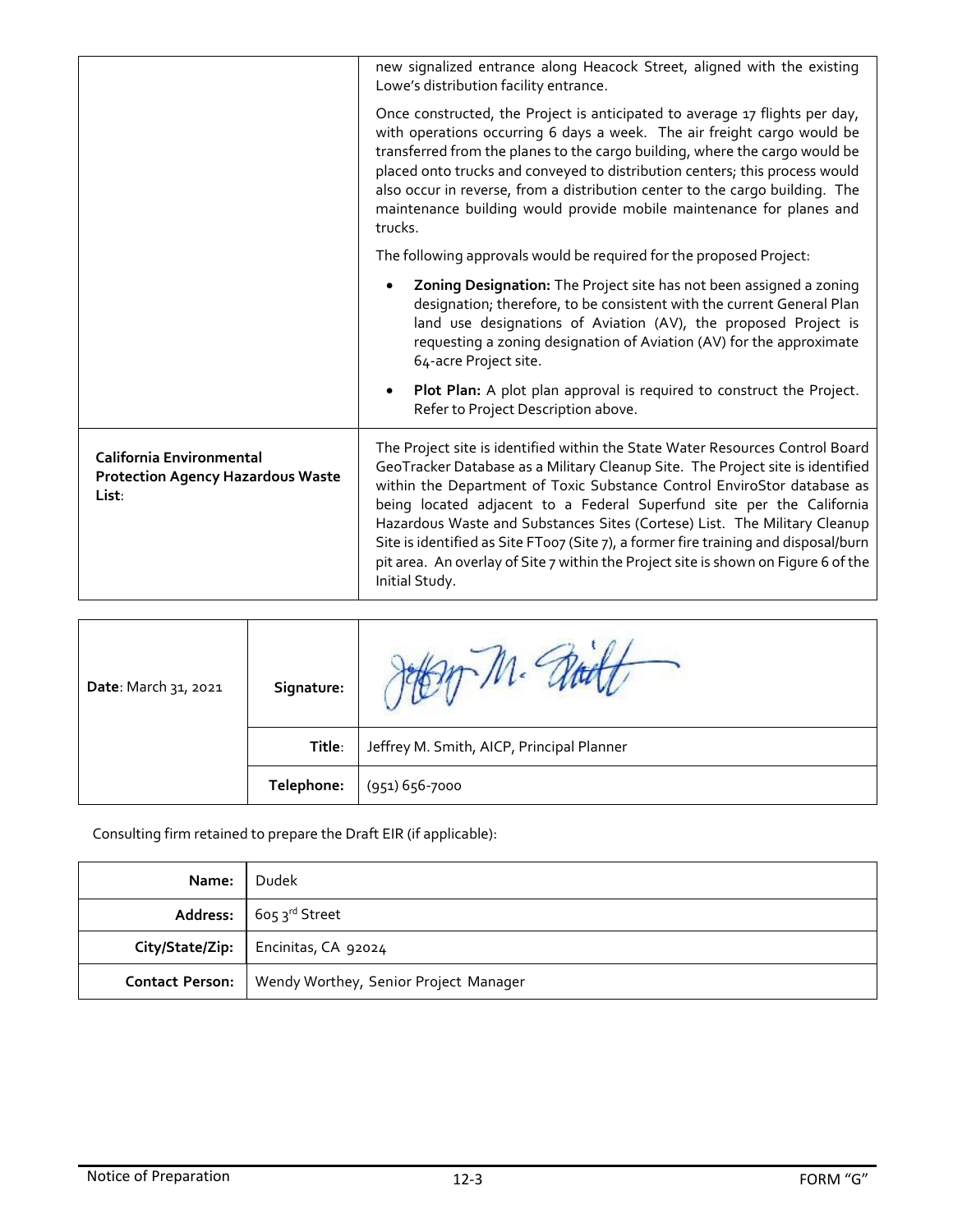| | |
|---|---|
| | new signalized entrance along Heacock Street, aligned with the existing Lowe's distribution facility entrance.<br><br>Once constructed, the Project is anticipated to average 17 flights per day, with operations occurring 6 days a week. The air freight cargo would be transferred from the planes to the cargo building, where the cargo would be placed onto trucks and conveyed to distribution centers; this process would also occur in reverse, from a distribution center to the cargo building. The maintenance building would provide mobile maintenance for planes and trucks.<br><br>The following approvals would be required for the proposed Project:<br><br>• **Zoning Designation:** The Project site has not been assigned a zoning designation; therefore, to be consistent with the current General Plan land use designations of Aviation (AV), the proposed Project is requesting a zoning designation of Aviation (AV) for the approximate 64-acre Project site.<br><br>• **Plot Plan:** A plot plan approval is required to construct the Project. Refer to Project Description above. |
| **California Environmental Protection Agency Hazardous Waste List**: | The Project site is identified within the State Water Resources Control Board GeoTracker Database as a Military Cleanup Site. The Project site is identified within the Department of Toxic Substance Control EnviroStor database as being located adjacent to a Federal Superfund site per the California Hazardous Waste and Substances Sites (Cortese) List. The Military Cleanup Site is identified as Site FT007 (Site 7), a former fire training and disposal/burn pit area. An overlay of Site 7 within the Project site is shown on Figure 6 of the Initial Study. |

| | | |
|---|---|---|
| **Date**: March 31, 2021 | **Signature:** | Jeffrey M. Smith |
| | **Title**: | Jeffrey M. Smith, AICP, Principal Planner |
| | **Telephone:** | (951) 656-7000 |

Consulting firm retained to prepare the Draft EIR (if applicable):

| | |
|---|---|
| **Name:** | Dudek |
| **Address:** | 605 3rd Street |
| **City/State/Zip:** | Encinitas, CA 92024 |
| **Contact Person:** | Wendy Worthey, Senior Project Manager |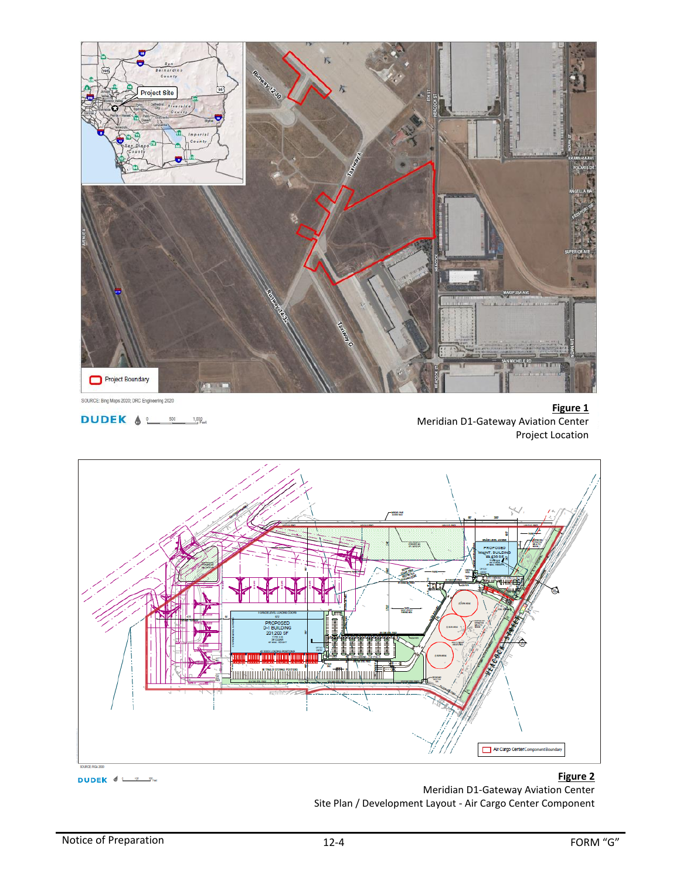SOURCE: Bing Maps 2020; DRC Engineering 2020

**Figure 1**
Meridian D1-Gateway Aviation Center
Project Location

SOURCE: RGA 2020

**Figure 2**
Meridian D1-Gateway Aviation Center
Site Plan / Development Layout - Air Cargo Center Component